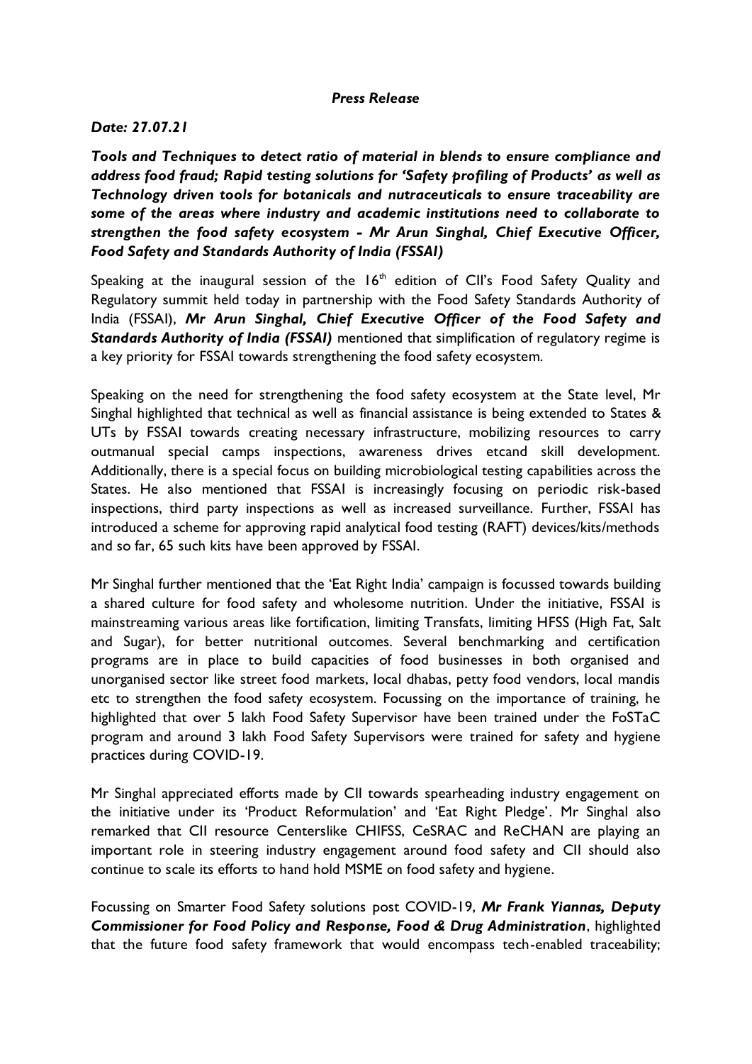***Press Release***

***Date: 27.07.21***

***Tools and Techniques to detect ratio of material in blends to ensure compliance and address food fraud; Rapid testing solutions for 'Safety profiling of Products' as well as Technology driven tools for botanicals and nutraceuticals to ensure traceability are some of the areas where industry and academic institutions need to collaborate to strengthen the food safety ecosystem - Mr Arun Singhal, Chief Executive Officer, Food Safety and Standards Authority of India (FSSAI)***

Speaking at the inaugural session of the 16th edition of CII's Food Safety Quality and Regulatory summit held today in partnership with the Food Safety Standards Authority of India (FSSAI), ***Mr Arun Singhal, Chief Executive Officer of the Food Safety and Standards Authority of India (FSSAI)*** mentioned that simplification of regulatory regime is a key priority for FSSAI towards strengthening the food safety ecosystem.

Speaking on the need for strengthening the food safety ecosystem at the State level, Mr Singhal highlighted that technical as well as financial assistance is being extended to States & UTs by FSSAI towards creating necessary infrastructure, mobilizing resources to carry outmanual special camps inspections, awareness drives etcand skill development. Additionally, there is a special focus on building microbiological testing capabilities across the States. He also mentioned that FSSAI is increasingly focusing on periodic risk-based inspections, third party inspections as well as increased surveillance. Further, FSSAI has introduced a scheme for approving rapid analytical food testing (RAFT) devices/kits/methods and so far, 65 such kits have been approved by FSSAI.

Mr Singhal further mentioned that the 'Eat Right India' campaign is focussed towards building a shared culture for food safety and wholesome nutrition. Under the initiative, FSSAI is mainstreaming various areas like fortification, limiting Transfats, limiting HFSS (High Fat, Salt and Sugar), for better nutritional outcomes. Several benchmarking and certification programs are in place to build capacities of food businesses in both organised and unorganised sector like street food markets, local dhabas, petty food vendors, local mandis etc to strengthen the food safety ecosystem. Focussing on the importance of training, he highlighted that over 5 lakh Food Safety Supervisor have been trained under the FoSTaC program and around 3 lakh Food Safety Supervisors were trained for safety and hygiene practices during COVID-19.

Mr Singhal appreciated efforts made by CII towards spearheading industry engagement on the initiative under its 'Product Reformulation' and 'Eat Right Pledge'. Mr Singhal also remarked that CII resource Centerslike CHIFSS, CeSRAC and ReCHAN are playing an important role in steering industry engagement around food safety and CII should also continue to scale its efforts to hand hold MSME on food safety and hygiene.

Focussing on Smarter Food Safety solutions post COVID-19, ***Mr Frank Yiannas, Deputy Commissioner for Food Policy and Response, Food & Drug Administration***, highlighted that the future food safety framework that would encompass tech-enabled traceability;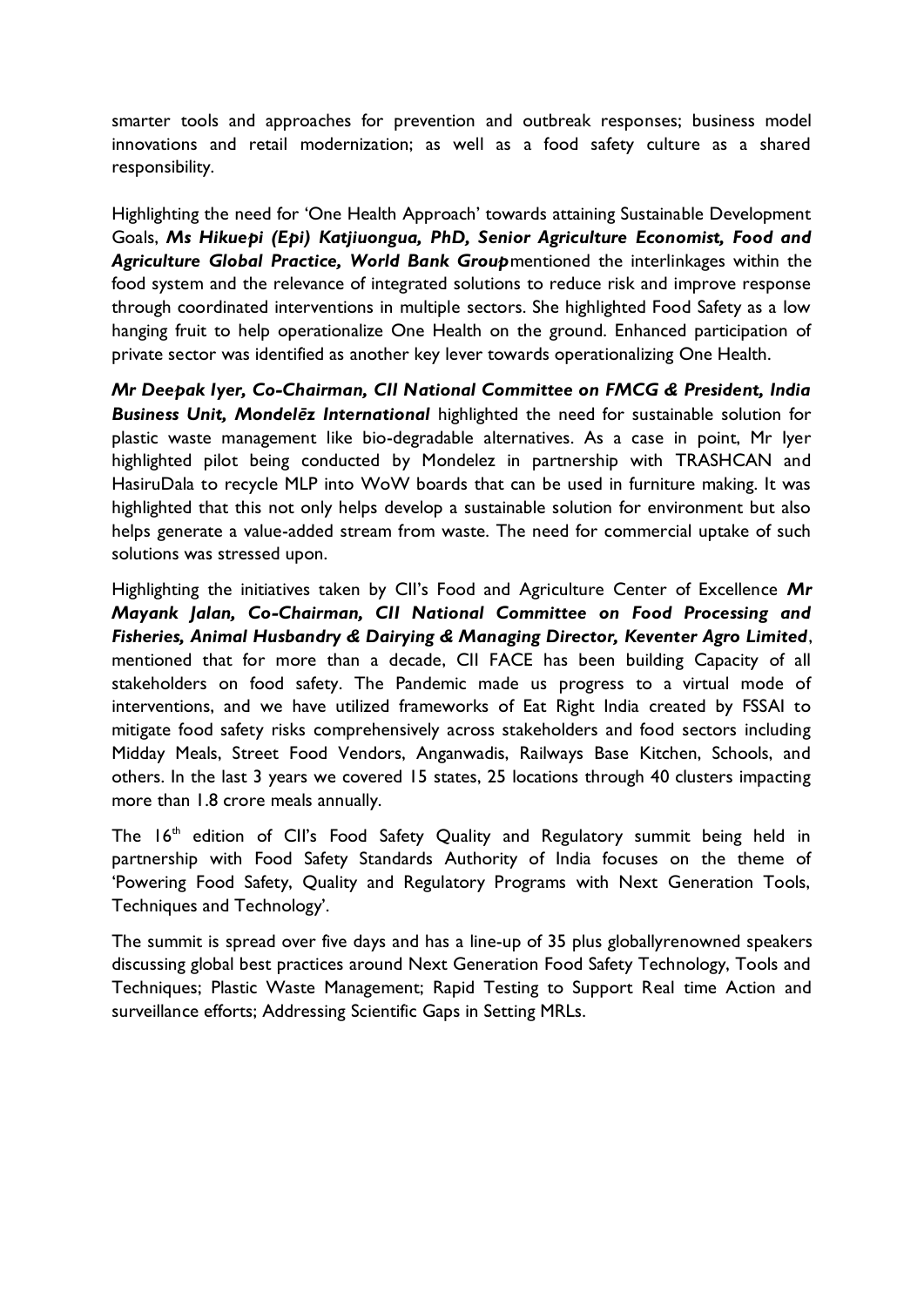smarter tools and approaches for prevention and outbreak responses; business model innovations and retail modernization; as well as a food safety culture as a shared responsibility.

Highlighting the need for 'One Health Approach' towards attaining Sustainable Development Goals, ***Ms Hikuepi (Epi) Katjiuongua, PhD, Senior Agriculture Economist, Food and Agriculture Global Practice, World Bank Group*** mentioned the interlinkages within the food system and the relevance of integrated solutions to reduce risk and improve response through coordinated interventions in multiple sectors. She highlighted Food Safety as a low hanging fruit to help operationalize One Health on the ground. Enhanced participation of private sector was identified as another key lever towards operationalizing One Health.

***Mr Deepak Iyer, Co-Chairman, CII National Committee on FMCG & President, India Business Unit, Mondelēz International*** highlighted the need for sustainable solution for plastic waste management like bio-degradable alternatives. As a case in point, Mr Iyer highlighted pilot being conducted by Mondelez in partnership with TRASHCAN and HasiruDala to recycle MLP into WoW boards that can be used in furniture making. It was highlighted that this not only helps develop a sustainable solution for environment but also helps generate a value-added stream from waste. The need for commercial uptake of such solutions was stressed upon.

Highlighting the initiatives taken by CII's Food and Agriculture Center of Excellence ***Mr Mayank Jalan, Co-Chairman, CII National Committee on Food Processing and Fisheries, Animal Husbandry & Dairying & Managing Director, Keventer Agro Limited***, mentioned that for more than a decade, CII FACE has been building Capacity of all stakeholders on food safety. The Pandemic made us progress to a virtual mode of interventions, and we have utilized frameworks of Eat Right India created by FSSAI to mitigate food safety risks comprehensively across stakeholders and food sectors including Midday Meals, Street Food Vendors, Anganwadis, Railways Base Kitchen, Schools, and others. In the last 3 years we covered 15 states, 25 locations through 40 clusters impacting more than 1.8 crore meals annually.

The 16th edition of CII's Food Safety Quality and Regulatory summit being held in partnership with Food Safety Standards Authority of India focuses on the theme of 'Powering Food Safety, Quality and Regulatory Programs with Next Generation Tools, Techniques and Technology'.

The summit is spread over five days and has a line-up of 35 plus globallyrenowned speakers discussing global best practices around Next Generation Food Safety Technology, Tools and Techniques; Plastic Waste Management; Rapid Testing to Support Real time Action and surveillance efforts; Addressing Scientific Gaps in Setting MRLs.